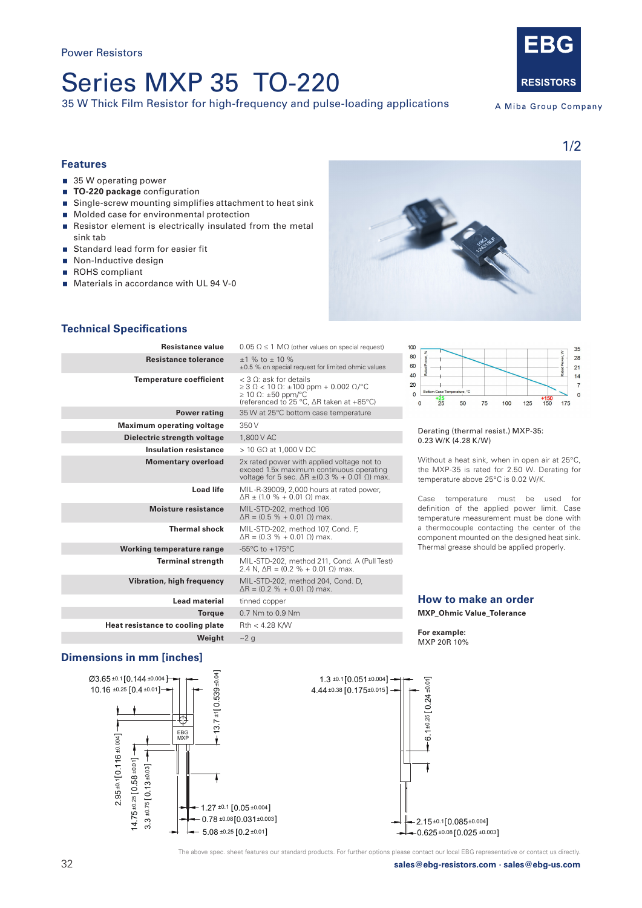Power Resistors

# Series MXP 35 TO-220

35 W Thick Film Resistor for high-frequency and pulse-loading applications

EBG RESISTORS

A Miba Group Company

## Features

- 35 W operating power
- **TO-220 package** configuration
- Single-screw mounting simplifies attachment to heat sink
- Molded case for environmental protection
- Resistor element is electrically insulated from the metal sink tab
- Standard lead form for easier fit
- Non-Inductive design
- ROHS compliant
- Materials in accordance with UL 94 V-0

## Technical Specifications

| | |
|---|---|
| **Resistance value** | 0.05 Ω ≤ 1 MΩ (other values on special request) |
| **Resistance tolerance** | ±1 % to ± 10 %<br>±0.5 % on special request for limited ohmic values |
| **Temperature coefficient** | < 3 Ω: ask for details<br>≥ 3 Ω < 10 Ω: ±100 ppm + 0.002 Ω/°C<br>≥ 10 Ω: ±50 ppm/°C<br>(referenced to 25 °C, ΔR taken at +85°C) |
| **Power rating** | 35 W at 25°C bottom case temperature |
| **Maximum operating voltage** | 350 V |
| **Dielectric strength voltage** | 1,800 V AC |
| **Insulation resistance** | > 10 GΩ at 1,000 V DC |
| **Momentary overload** | 2x rated power with applied voltage not to exceed 1.5x maximum continuous operating voltage for 5 sec. ΔR ±(0.3 % + 0.01 Ω) max. |
| **Load life** | MIL-R-39009, 2,000 hours at rated power, ΔR ± (1.0 % + 0.01 Ω) max. |
| **Moisture resistance** | MIL-STD-202, method 106<br>ΔR = (0.5 % + 0.01 Ω) max. |
| **Thermal shock** | MIL-STD-202, method 107, Cond. F,<br>ΔR = (0.3 % + 0.01 Ω) max. |
| **Working temperature range** | -55°C to +175°C |
| **Terminal strength** | MIL-STD-202, method 211, Cond. A (Pull Test)<br>2.4 N, ΔR = (0.2 % + 0.01 Ω) max. |
| **Vibration, high frequency** | MIL-STD-202, method 204, Cond. D,<br>ΔR = (0.2 % + 0.01 Ω) max. |
| **Lead material** | tinned copper |
| **Torque** | 0.7 Nm to 0.9 Nm |
| **Heat resistance to cooling plate** | Rth < 4.28 K/W |
| **Weight** | ~2 g |

Derating (thermal resist.) MXP-35: 0.23 W/K (4.28 K/W)

Without a heat sink, when in open air at 25°C, the MXP-35 is rated for 2.50 W. Derating for temperature above 25°C is 0.02 W/K.

Case temperature must be used for definition of the applied power limit. Case temperature measurement must be done with a thermocouple contacting the center of the component mounted on the designed heat sink. Thermal grease should be applied properly.

## How to make an order

**MXP_Ohmic Value_Tolerance**

**For example:**
MXP 20R 10%

## Dimensions in mm [inches]

Ø3.65 ±0.1 [0.144 ±0.004]
10.16 ±0.25 [0.4 ±0.01]
13.7 ±1 [0.539 ±0.04]
2.95 ±0.1 [0.116 ±0.004]
14.75 ±0.25 [0.58 ±0.01]
3.3 ±0.75 [0.13 ±0.03]
1.27 ±0.1 [0.05 ±0.004]
0.78 ±0.08 [0.031 ±0.003]
5.08 ±0.25 [0.2 ±0.01]
1.3 ±0.1 [0.051 ±0.004]
4.44 ±0.38 [0.175 ±0.015]
6.1 ±0.25 [0.24 ±0.01]
2.15 ±0.1 [0.085 ±0.004]
0.625 ±0.08 [0.025 ±0.003]

The above spec. sheet features our standard products. For further options please contact our local EBG representative or contact us directly.

**sales@ebg-resistors.com · sales@ebg-us.com**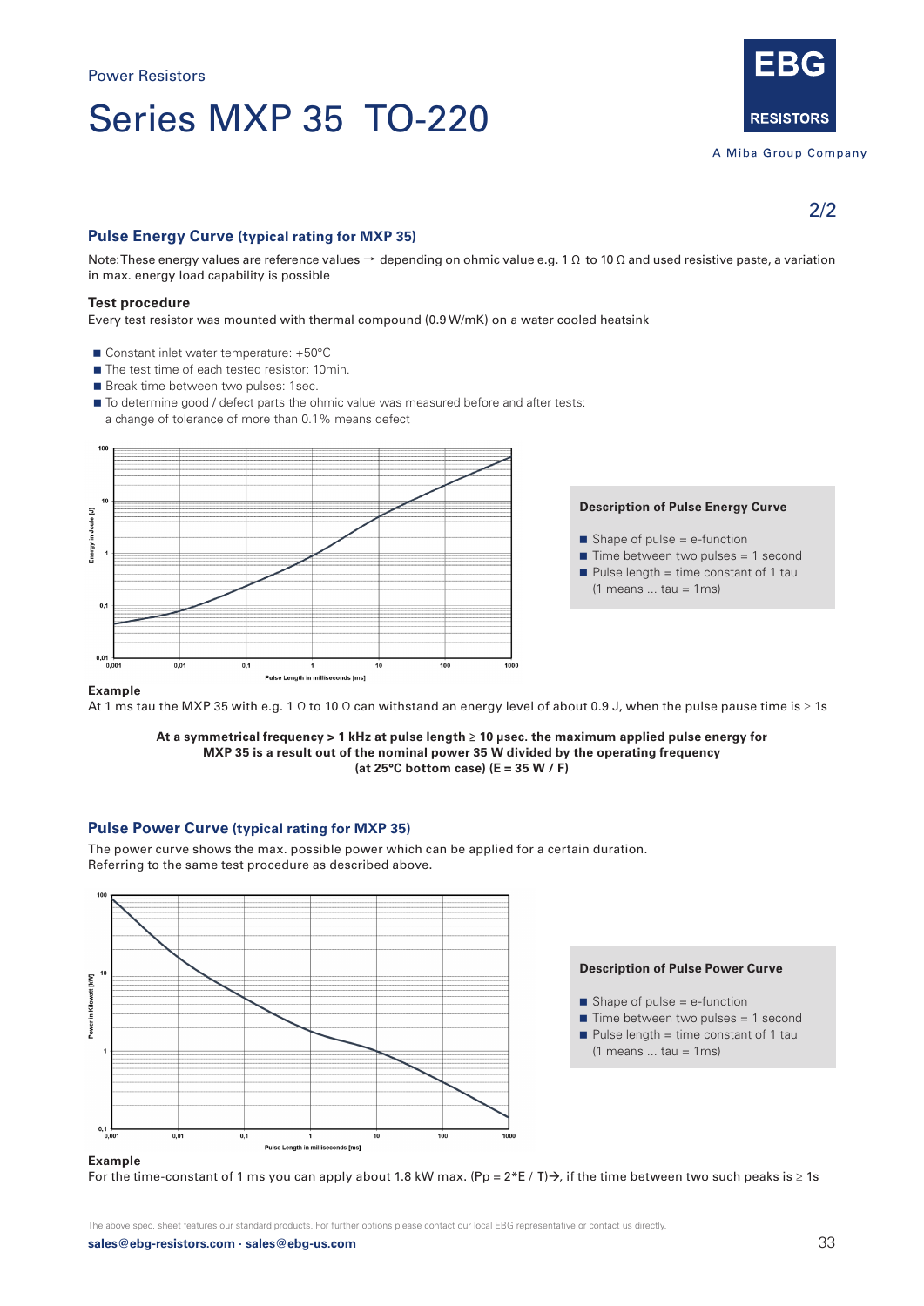Power Resistors

# Series MXP 35 TO-220

EBG RESISTORS

A Miba Group Company

## Pulse Energy Curve (typical rating for MXP 35)

Note: These energy values are reference values → depending on ohmic value e.g. 1 Ω to 10 Ω and used resistive paste, a variation in max. energy load capability is possible

### Test procedure

Every test resistor was mounted with thermal compound (0.9 W/mK) on a water cooled heatsink

- Constant inlet water temperature: +50°C
- The test time of each tested resistor: 10min.
- Break time between two pulses: 1sec.
- To determine good / defect parts the ohmic value was measured before and after tests: a change of tolerance of more than 0.1% means defect

Energy in Joule [J]

100
10
1
0,1
0,01

0,001 0,01 0,1 1 10 100 1000

Pulse Length in milliseconds [ms]

**Description of Pulse Energy Curve**

- Shape of pulse = e-function
- Time between two pulses = 1 second
- Pulse length = time constant of 1 tau (1 means ... tau = 1ms)

**Example**

At 1 ms tau the MXP 35 with e.g. 1 Ω to 10 Ω can withstand an energy level of about 0.9 J, when the pulse pause time is ≥ 1s

**At a symmetrical frequency > 1 kHz at pulse length ≥ 10 µsec. the maximum applied pulse energy for MXP 35 is a result out of the nominal power 35 W divided by the operating frequency (at 25°C bottom case) (E = 35 W / F)**

## Pulse Power Curve (typical rating for MXP 35)

The power curve shows the max. possible power which can be applied for a certain duration.
Referring to the same test procedure as described above.

Power in Kilowatt [kW]

100
10
1
0,1

0,001 0,01 0,1 1 10 100 1000

Pulse Length in milliseconds [ms]

**Description of Pulse Power Curve**

- Shape of pulse = e-function
- Time between two pulses = 1 second
- Pulse length = time constant of 1 tau (1 means ... tau = 1ms)

**Example**

For the time-constant of 1 ms you can apply about 1.8 kW max. ($P_p = 2 \cdot E / T$)→, if the time between two such peaks is ≥ 1s

The above spec. sheet features our standard products. For further options please contact our local EBG representative or contact us directly.

**sales@ebg-resistors.com · sales@ebg-us.com**